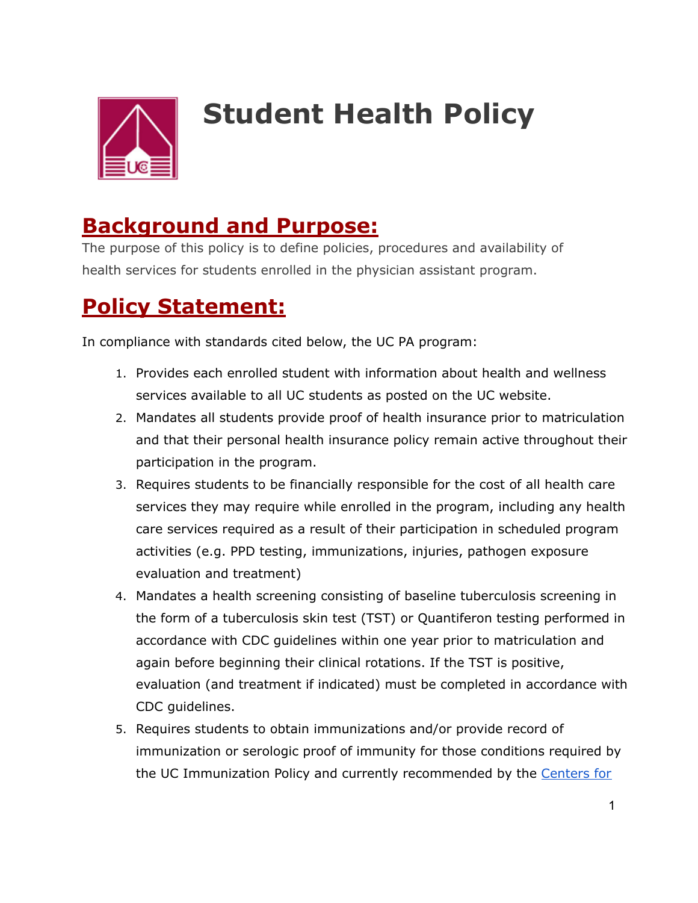# Student Health Policy

## Background and Purpose:

The purpose of this policy is to define policies, procedures and availability of health services for students enrolled in the physician assistant program.

## Policy Statement:

In compliance with standards cited below, the UC PA program:

1. Provides each enrolled student with information about health and wellness services available to all UC students as posted on the UC website.
2. Mandates all students provide proof of health insurance prior to matriculation and that their personal health insurance policy remain active throughout their participation in the program.
3. Requires students to be financially responsible for the cost of all health care services they may require while enrolled in the program, including any health care services required as a result of their participation in scheduled program activities (e.g. PPD testing, immunizations, injuries, pathogen exposure evaluation and treatment)
4. Mandates a health screening consisting of baseline tuberculosis screening in the form of a tuberculosis skin test (TST) or Quantiferon testing performed in accordance with CDC guidelines within one year prior to matriculation and again before beginning their clinical rotations. If the TST is positive, evaluation (and treatment if indicated) must be completed in accordance with CDC guidelines.
5. Requires students to obtain immunizations and/or provide record of immunization or serologic proof of immunity for those conditions required by the UC Immunization Policy and currently recommended by the Centers for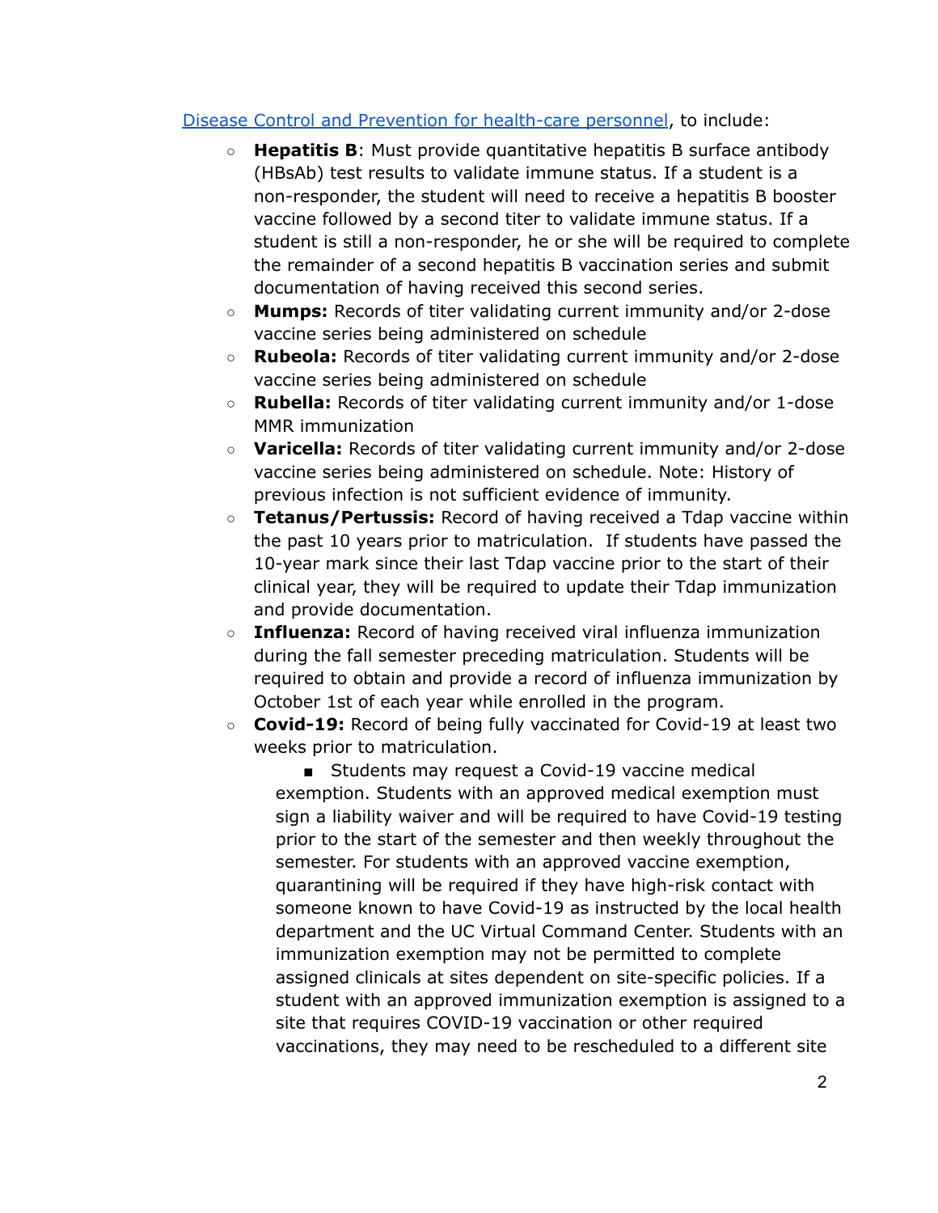Disease Control and Prevention for health-care personnel, to include:

- **Hepatitis B**: Must provide quantitative hepatitis B surface antibody (HBsAb) test results to validate immune status. If a student is a non-responder, the student will need to receive a hepatitis B booster vaccine followed by a second titer to validate immune status. If a student is still a non-responder, he or she will be required to complete the remainder of a second hepatitis B vaccination series and submit documentation of having received this second series.
- **Mumps:** Records of titer validating current immunity and/or 2-dose vaccine series being administered on schedule
- **Rubeola:** Records of titer validating current immunity and/or 2-dose vaccine series being administered on schedule
- **Rubella:** Records of titer validating current immunity and/or 1-dose MMR immunization
- **Varicella:** Records of titer validating current immunity and/or 2-dose vaccine series being administered on schedule. Note: History of previous infection is not sufficient evidence of immunity.
- **Tetanus/Pertussis:** Record of having received a Tdap vaccine within the past 10 years prior to matriculation. If students have passed the 10-year mark since their last Tdap vaccine prior to the start of their clinical year, they will be required to update their Tdap immunization and provide documentation.
- **Influenza:** Record of having received viral influenza immunization during the fall semester preceding matriculation. Students will be required to obtain and provide a record of influenza immunization by October 1st of each year while enrolled in the program.
- **Covid-19:** Record of being fully vaccinated for Covid-19 at least two weeks prior to matriculation.
  - Students may request a Covid-19 vaccine medical exemption. Students with an approved medical exemption must sign a liability waiver and will be required to have Covid-19 testing prior to the start of the semester and then weekly throughout the semester. For students with an approved vaccine exemption, quarantining will be required if they have high-risk contact with someone known to have Covid-19 as instructed by the local health department and the UC Virtual Command Center. Students with an immunization exemption may not be permitted to complete assigned clinicals at sites dependent on site-specific policies. If a student with an approved immunization exemption is assigned to a site that requires COVID-19 vaccination or other required vaccinations, they may need to be rescheduled to a different site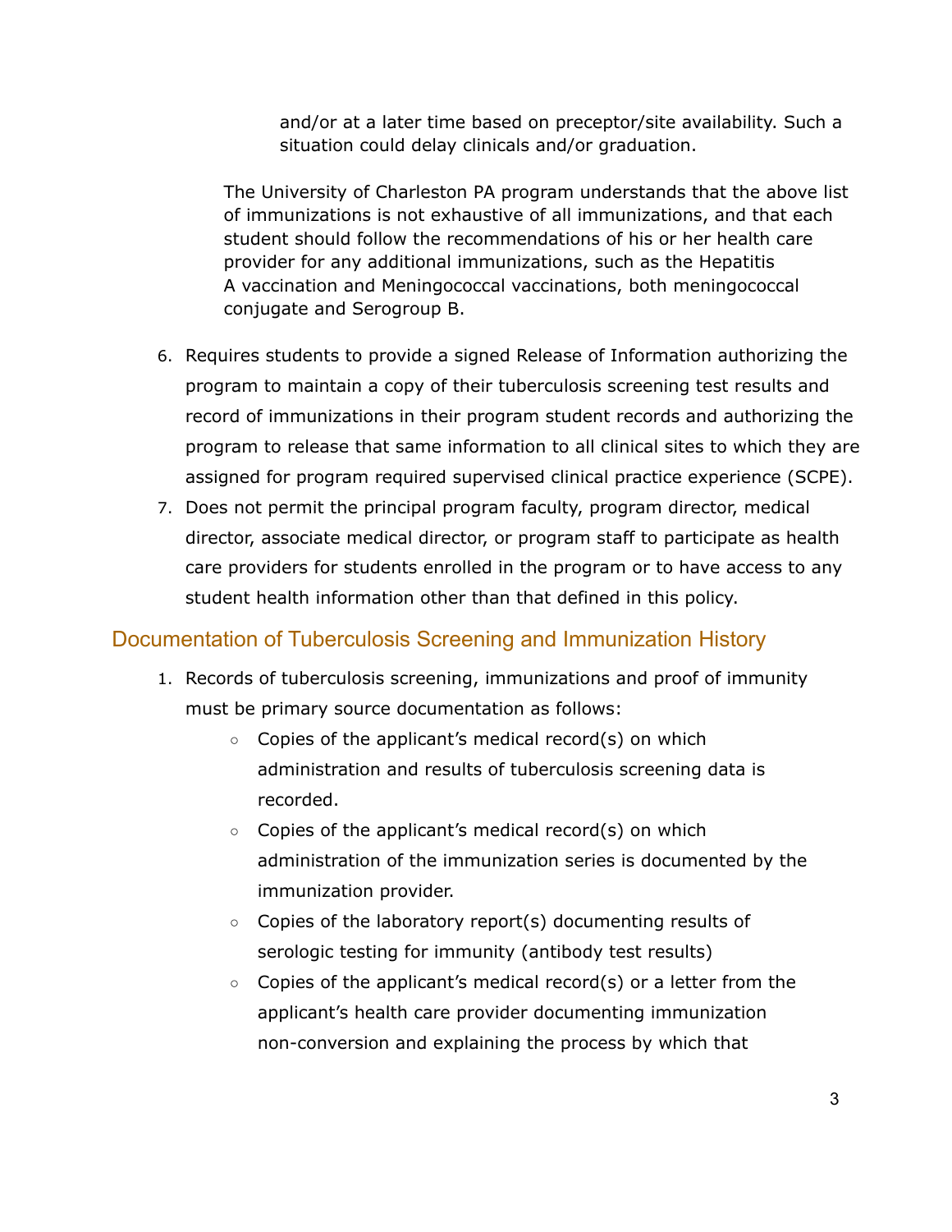and/or at a later time based on preceptor/site availability. Such a situation could delay clinicals and/or graduation.

The University of Charleston PA program understands that the above list of immunizations is not exhaustive of all immunizations, and that each student should follow the recommendations of his or her health care provider for any additional immunizations, such as the Hepatitis A vaccination and Meningococcal vaccinations, both meningococcal conjugate and Serogroup B.

6. Requires students to provide a signed Release of Information authorizing the program to maintain a copy of their tuberculosis screening test results and record of immunizations in their program student records and authorizing the program to release that same information to all clinical sites to which they are assigned for program required supervised clinical practice experience (SCPE).
7. Does not permit the principal program faculty, program director, medical director, associate medical director, or program staff to participate as health care providers for students enrolled in the program or to have access to any student health information other than that defined in this policy.

## Documentation of Tuberculosis Screening and Immunization History

1. Records of tuberculosis screening, immunizations and proof of immunity must be primary source documentation as follows:
    - Copies of the applicant's medical record(s) on which administration and results of tuberculosis screening data is recorded.
    - Copies of the applicant's medical record(s) on which administration of the immunization series is documented by the immunization provider.
    - Copies of the laboratory report(s) documenting results of serologic testing for immunity (antibody test results)
    - Copies of the applicant's medical record(s) or a letter from the applicant's health care provider documenting immunization non-conversion and explaining the process by which that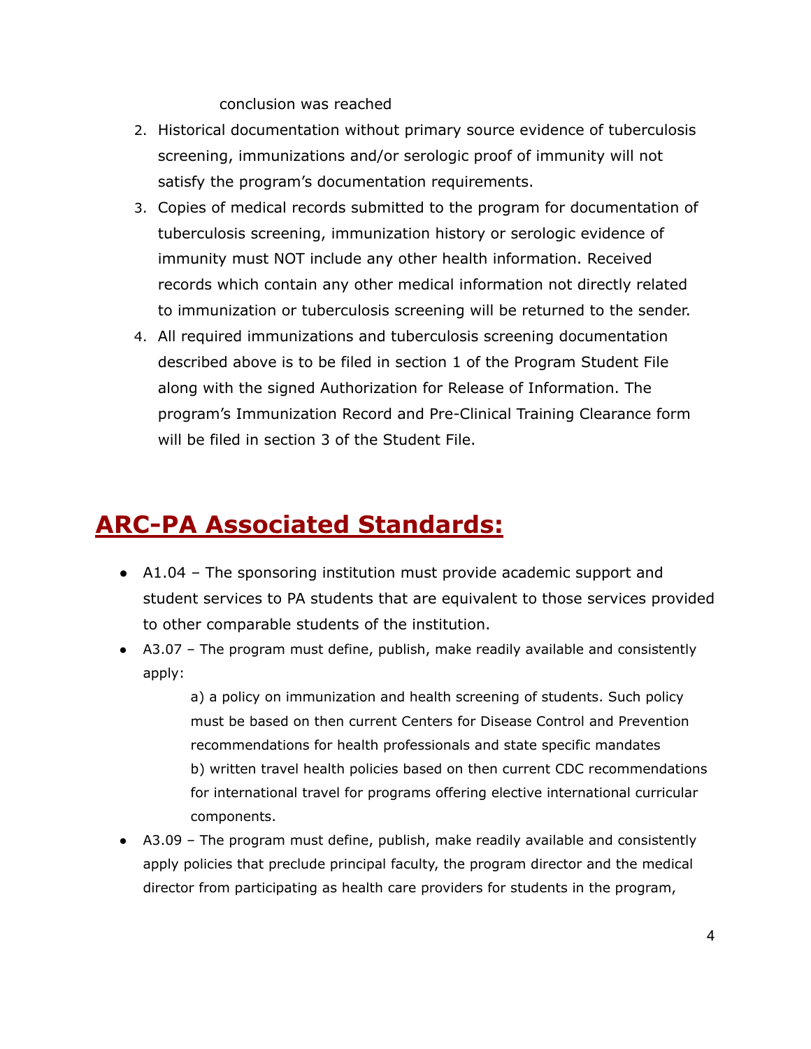conclusion was reached

2. Historical documentation without primary source evidence of tuberculosis screening, immunizations and/or serologic proof of immunity will not satisfy the program's documentation requirements.
3. Copies of medical records submitted to the program for documentation of tuberculosis screening, immunization history or serologic evidence of immunity must NOT include any other health information. Received records which contain any other medical information not directly related to immunization or tuberculosis screening will be returned to the sender.
4. All required immunizations and tuberculosis screening documentation described above is to be filed in section 1 of the Program Student File along with the signed Authorization for Release of Information. The program's Immunization Record and Pre-Clinical Training Clearance form will be filed in section 3 of the Student File.

# ARC-PA Associated Standards:

- A1.04 – The sponsoring institution must provide academic support and student services to PA students that are equivalent to those services provided to other comparable students of the institution.
- A3.07 – The program must define, publish, make readily available and consistently apply:

  a) a policy on immunization and health screening of students. Such policy must be based on then current Centers for Disease Control and Prevention recommendations for health professionals and state specific mandates
  b) written travel health policies based on then current CDC recommendations for international travel for programs offering elective international curricular components.
- A3.09 – The program must define, publish, make readily available and consistently apply policies that preclude principal faculty, the program director and the medical director from participating as health care providers for students in the program,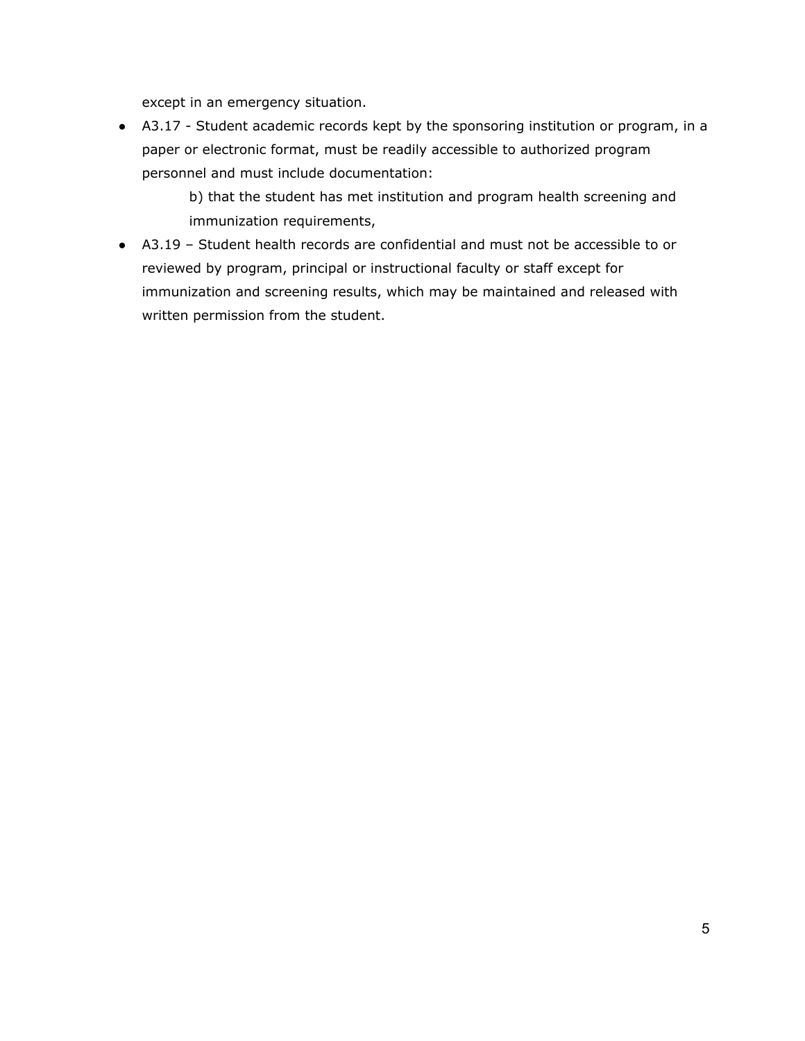except in an emergency situation.

- A3.17 - Student academic records kept by the sponsoring institution or program, in a paper or electronic format, must be readily accessible to authorized program personnel and must include documentation:

  b) that the student has met institution and program health screening and immunization requirements,

- A3.19 – Student health records are confidential and must not be accessible to or reviewed by program, principal or instructional faculty or staff except for immunization and screening results, which may be maintained and released with written permission from the student.